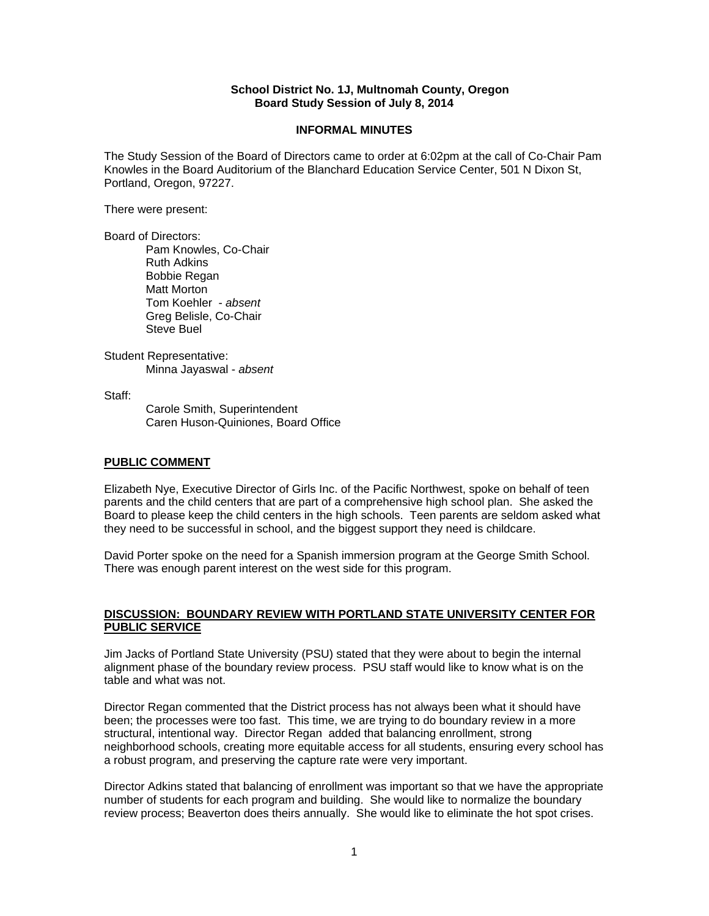**School District No. 1J, Multnomah County, Oregon**
**Board Study Session of July 8, 2014**

**INFORMAL MINUTES**

The Study Session of the Board of Directors came to order at 6:02pm at the call of Co-Chair Pam Knowles in the Board Auditorium of the Blanchard Education Service Center, 501 N Dixon St, Portland, Oregon, 97227.

There were present:

Board of Directors:
- Pam Knowles, Co-Chair
- Ruth Adkins
- Bobbie Regan
- Matt Morton
- Tom Koehler - *absent*
- Greg Belisle, Co-Chair
- Steve Buel

Student Representative:
- Minna Jayaswal - *absent*

Staff:
- Carole Smith, Superintendent
- Caren Huson-Quiniones, Board Office

## PUBLIC COMMENT

Elizabeth Nye, Executive Director of Girls Inc. of the Pacific Northwest, spoke on behalf of teen parents and the child centers that are part of a comprehensive high school plan. She asked the Board to please keep the child centers in the high schools. Teen parents are seldom asked what they need to be successful in school, and the biggest support they need is childcare.

David Porter spoke on the need for a Spanish immersion program at the George Smith School. There was enough parent interest on the west side for this program.

## DISCUSSION: BOUNDARY REVIEW WITH PORTLAND STATE UNIVERSITY CENTER FOR PUBLIC SERVICE

Jim Jacks of Portland State University (PSU) stated that they were about to begin the internal alignment phase of the boundary review process. PSU staff would like to know what is on the table and what was not.

Director Regan commented that the District process has not always been what it should have been; the processes were too fast. This time, we are trying to do boundary review in a more structural, intentional way. Director Regan added that balancing enrollment, strong neighborhood schools, creating more equitable access for all students, ensuring every school has a robust program, and preserving the capture rate were very important.

Director Adkins stated that balancing of enrollment was important so that we have the appropriate number of students for each program and building. She would like to normalize the boundary review process; Beaverton does theirs annually. She would like to eliminate the hot spot crises.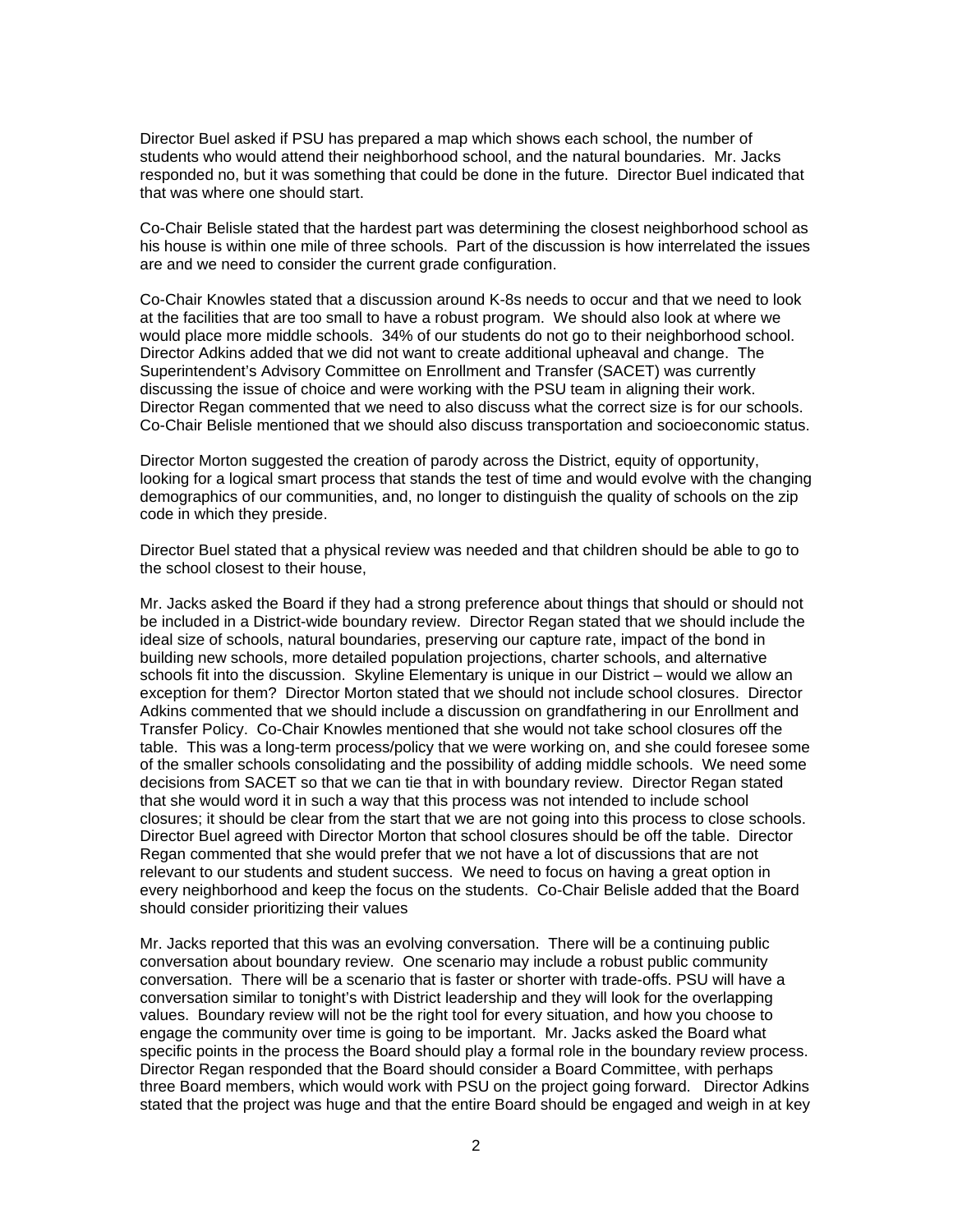Director Buel asked if PSU has prepared a map which shows each school, the number of students who would attend their neighborhood school, and the natural boundaries. Mr. Jacks responded no, but it was something that could be done in the future. Director Buel indicated that that was where one should start.

Co-Chair Belisle stated that the hardest part was determining the closest neighborhood school as his house is within one mile of three schools. Part of the discussion is how interrelated the issues are and we need to consider the current grade configuration.

Co-Chair Knowles stated that a discussion around K-8s needs to occur and that we need to look at the facilities that are too small to have a robust program. We should also look at where we would place more middle schools. 34% of our students do not go to their neighborhood school. Director Adkins added that we did not want to create additional upheaval and change. The Superintendent's Advisory Committee on Enrollment and Transfer (SACET) was currently discussing the issue of choice and were working with the PSU team in aligning their work. Director Regan commented that we need to also discuss what the correct size is for our schools. Co-Chair Belisle mentioned that we should also discuss transportation and socioeconomic status.

Director Morton suggested the creation of parody across the District, equity of opportunity, looking for a logical smart process that stands the test of time and would evolve with the changing demographics of our communities, and, no longer to distinguish the quality of schools on the zip code in which they preside.

Director Buel stated that a physical review was needed and that children should be able to go to the school closest to their house,

Mr. Jacks asked the Board if they had a strong preference about things that should or should not be included in a District-wide boundary review. Director Regan stated that we should include the ideal size of schools, natural boundaries, preserving our capture rate, impact of the bond in building new schools, more detailed population projections, charter schools, and alternative schools fit into the discussion. Skyline Elementary is unique in our District – would we allow an exception for them? Director Morton stated that we should not include school closures. Director Adkins commented that we should include a discussion on grandfathering in our Enrollment and Transfer Policy. Co-Chair Knowles mentioned that she would not take school closures off the table. This was a long-term process/policy that we were working on, and she could foresee some of the smaller schools consolidating and the possibility of adding middle schools. We need some decisions from SACET so that we can tie that in with boundary review. Director Regan stated that she would word it in such a way that this process was not intended to include school closures; it should be clear from the start that we are not going into this process to close schools. Director Buel agreed with Director Morton that school closures should be off the table. Director Regan commented that she would prefer that we not have a lot of discussions that are not relevant to our students and student success. We need to focus on having a great option in every neighborhood and keep the focus on the students. Co-Chair Belisle added that the Board should consider prioritizing their values

Mr. Jacks reported that this was an evolving conversation. There will be a continuing public conversation about boundary review. One scenario may include a robust public community conversation. There will be a scenario that is faster or shorter with trade-offs. PSU will have a conversation similar to tonight's with District leadership and they will look for the overlapping values. Boundary review will not be the right tool for every situation, and how you choose to engage the community over time is going to be important. Mr. Jacks asked the Board what specific points in the process the Board should play a formal role in the boundary review process. Director Regan responded that the Board should consider a Board Committee, with perhaps three Board members, which would work with PSU on the project going forward. Director Adkins stated that the project was huge and that the entire Board should be engaged and weigh in at key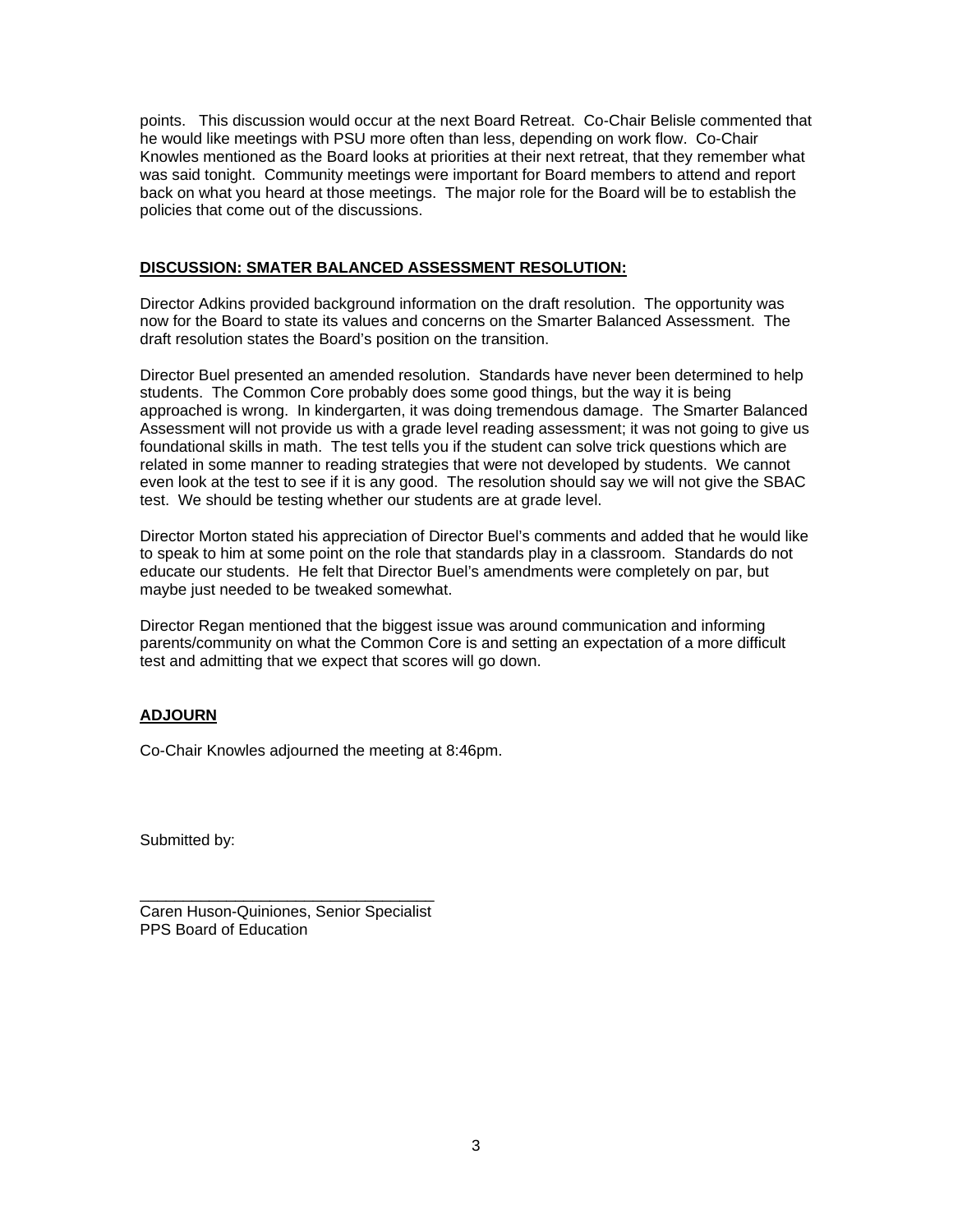points. This discussion would occur at the next Board Retreat. Co-Chair Belisle commented that he would like meetings with PSU more often than less, depending on work flow. Co-Chair Knowles mentioned as the Board looks at priorities at their next retreat, that they remember what was said tonight. Community meetings were important for Board members to attend and report back on what you heard at those meetings. The major role for the Board will be to establish the policies that come out of the discussions.

## DISCUSSION: SMATER BALANCED ASSESSMENT RESOLUTION:

Director Adkins provided background information on the draft resolution. The opportunity was now for the Board to state its values and concerns on the Smarter Balanced Assessment. The draft resolution states the Board's position on the transition.

Director Buel presented an amended resolution. Standards have never been determined to help students. The Common Core probably does some good things, but the way it is being approached is wrong. In kindergarten, it was doing tremendous damage. The Smarter Balanced Assessment will not provide us with a grade level reading assessment; it was not going to give us foundational skills in math. The test tells you if the student can solve trick questions which are related in some manner to reading strategies that were not developed by students. We cannot even look at the test to see if it is any good. The resolution should say we will not give the SBAC test. We should be testing whether our students are at grade level.

Director Morton stated his appreciation of Director Buel's comments and added that he would like to speak to him at some point on the role that standards play in a classroom. Standards do not educate our students. He felt that Director Buel's amendments were completely on par, but maybe just needed to be tweaked somewhat.

Director Regan mentioned that the biggest issue was around communication and informing parents/community on what the Common Core is and setting an expectation of a more difficult test and admitting that we expect that scores will go down.

## ADJOURN

Co-Chair Knowles adjourned the meeting at 8:46pm.

Submitted by:

___________________________________
Caren Huson-Quiniones, Senior Specialist
PPS Board of Education